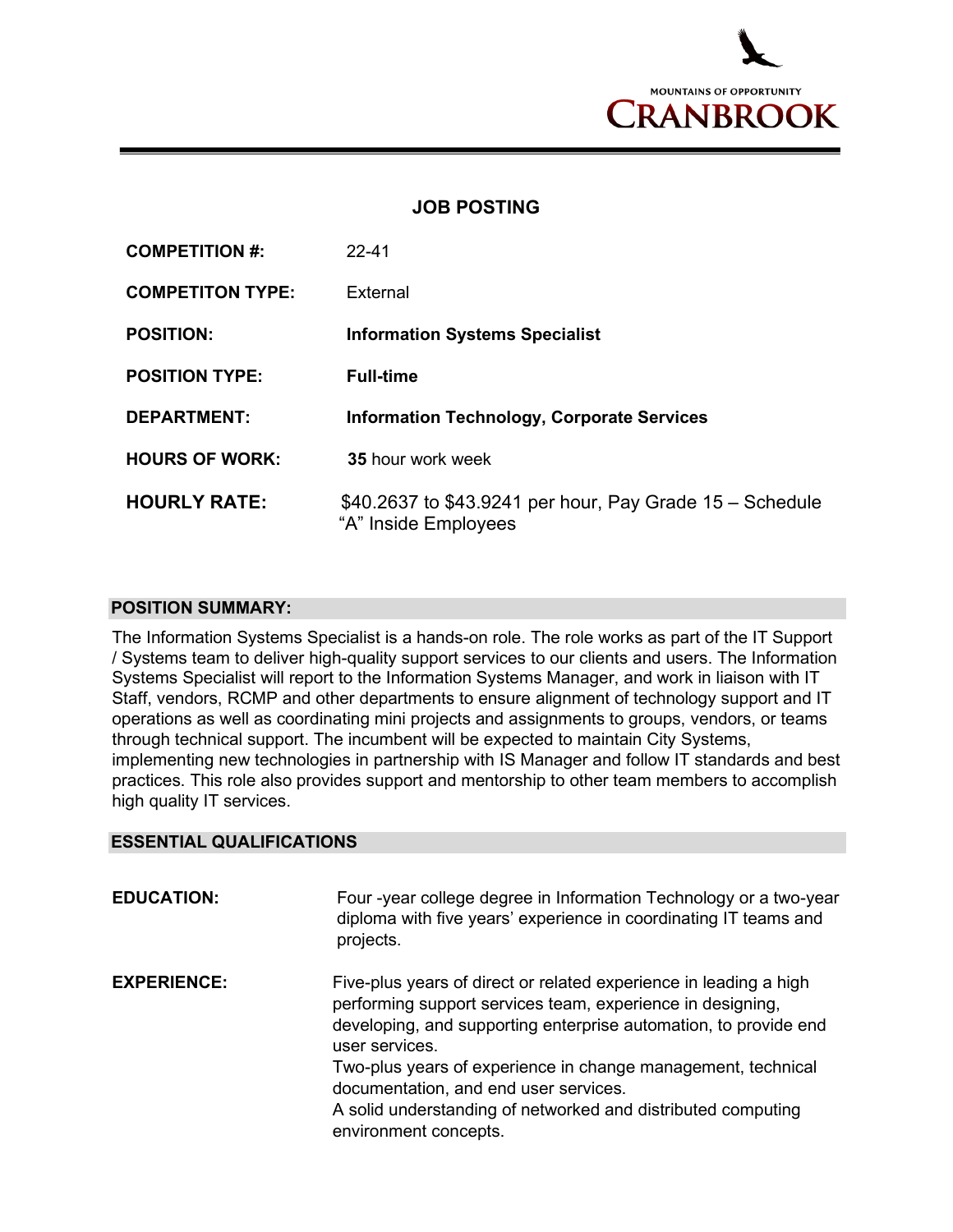MOUNTAINS OF OPPORTUNITY

CRANBROOK

## JOB POSTING

| | |
|---|---|
| **COMPETITION #:** | 22-41 |
| **COMPETITON TYPE:** | External |
| **POSITION:** | **Information Systems Specialist** |
| **POSITION TYPE:** | **Full-time** |
| **DEPARTMENT:** | **Information Technology, Corporate Services** |
| **HOURS OF WORK:** | **35** hour work week |
| **HOURLY RATE:** | $40.2637 to $43.9241 per hour, Pay Grade 15 – Schedule "A" Inside Employees |

### POSITION SUMMARY:

The Information Systems Specialist is a hands-on role. The role works as part of the IT Support / Systems team to deliver high-quality support services to our clients and users. The Information Systems Specialist will report to the Information Systems Manager, and work in liaison with IT Staff, vendors, RCMP and other departments to ensure alignment of technology support and IT operations as well as coordinating mini projects and assignments to groups, vendors, or teams through technical support. The incumbent will be expected to maintain City Systems, implementing new technologies in partnership with IS Manager and follow IT standards and best practices. This role also provides support and mentorship to other team members to accomplish high quality IT services.

### ESSENTIAL QUALIFICATIONS

**EDUCATION:**

Four -year college degree in Information Technology or a two-year diploma with five years' experience in coordinating IT teams and projects.

**EXPERIENCE:**

Five-plus years of direct or related experience in leading a high performing support services team, experience in designing, developing, and supporting enterprise automation, to provide end user services.

Two-plus years of experience in change management, technical documentation, and end user services.

A solid understanding of networked and distributed computing environment concepts.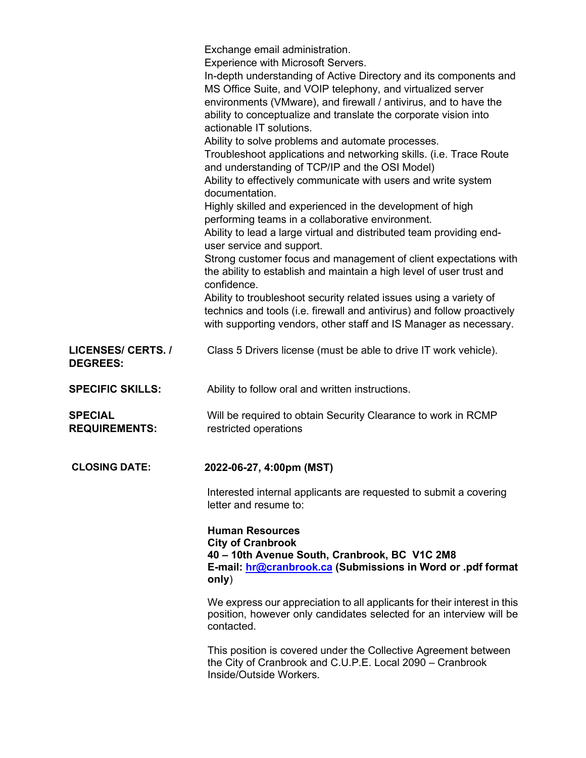Exchange email administration.
Experience with Microsoft Servers.
In-depth understanding of Active Directory and its components and MS Office Suite, and VOIP telephony, and virtualized server environments (VMware), and firewall / antivirus, and to have the ability to conceptualize and translate the corporate vision into actionable IT solutions.
Ability to solve problems and automate processes.
Troubleshoot applications and networking skills. (i.e. Trace Route and understanding of TCP/IP and the OSI Model)
Ability to effectively communicate with users and write system documentation.
Highly skilled and experienced in the development of high performing teams in a collaborative environment.
Ability to lead a large virtual and distributed team providing end-user service and support.
Strong customer focus and management of client expectations with the ability to establish and maintain a high level of user trust and confidence.
Ability to troubleshoot security related issues using a variety of technics and tools (i.e. firewall and antivirus) and follow proactively with supporting vendors, other staff and IS Manager as necessary.

**LICENSES/ CERTS. / DEGREES:** Class 5 Drivers license (must be able to drive IT work vehicle).

**SPECIFIC SKILLS:** Ability to follow oral and written instructions.

**SPECIAL REQUIREMENTS:** Will be required to obtain Security Clearance to work in RCMP restricted operations

**CLOSING DATE:** **2022-06-27, 4:00pm (MST)**

Interested internal applicants are requested to submit a covering letter and resume to:

**Human Resources**
**City of Cranbrook**
**40 – 10th Avenue South, Cranbrook, BC V1C 2M8**
**E-mail: hr@cranbrook.ca (Submissions in Word or .pdf format only)**

We express our appreciation to all applicants for their interest in this position, however only candidates selected for an interview will be contacted.

This position is covered under the Collective Agreement between the City of Cranbrook and C.U.P.E. Local 2090 – Cranbrook Inside/Outside Workers.